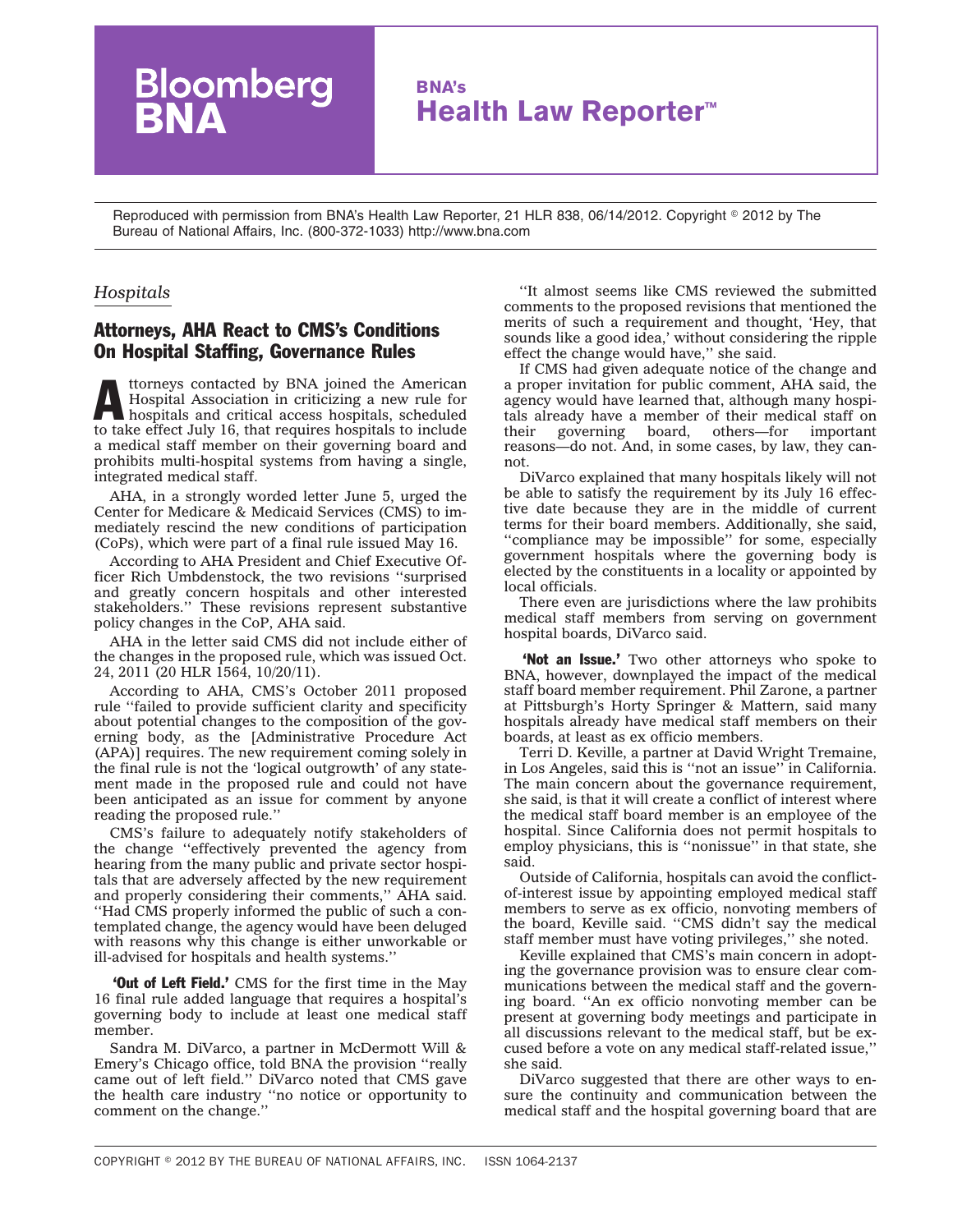Bloomberg BNA

# BNA's Health Law Reporter™

Reproduced with permission from BNA's Health Law Reporter, 21 HLR 838, 06/14/2012. Copyright © 2012 by The Bureau of National Affairs, Inc. (800-372-1033) http://www.bna.com

*Hospitals*

## Attorneys, AHA React to CMS's Conditions On Hospital Staffing, Governance Rules

Attorneys contacted by BNA joined the American Hospital Association in criticizing a new rule for hospitals and critical access hospitals, scheduled to take effect July 16, that requires hospitals to include a medical staff member on their governing board and prohibits multi-hospital systems from having a single, integrated medical staff.

AHA, in a strongly worded letter June 5, urged the Center for Medicare & Medicaid Services (CMS) to immediately rescind the new conditions of participation (CoPs), which were part of a final rule issued May 16.

According to AHA President and Chief Executive Officer Rich Umbdenstock, the two revisions ''surprised and greatly concern hospitals and other interested stakeholders.'' These revisions represent substantive policy changes in the CoP, AHA said.

AHA in the letter said CMS did not include either of the changes in the proposed rule, which was issued Oct. 24, 2011 (20 HLR 1564, 10/20/11).

According to AHA, CMS's October 2011 proposed rule ''failed to provide sufficient clarity and specificity about potential changes to the composition of the governing body, as the [Administrative Procedure Act (APA)] requires. The new requirement coming solely in the final rule is not the 'logical outgrowth' of any statement made in the proposed rule and could not have been anticipated as an issue for comment by anyone reading the proposed rule.''

CMS's failure to adequately notify stakeholders of the change ''effectively prevented the agency from hearing from the many public and private sector hospitals that are adversely affected by the new requirement and properly considering their comments,'' AHA said. ''Had CMS properly informed the public of such a contemplated change, the agency would have been deluged with reasons why this change is either unworkable or ill-advised for hospitals and health systems.''

**'Out of Left Field.'** CMS for the first time in the May 16 final rule added language that requires a hospital's governing body to include at least one medical staff member.

Sandra M. DiVarco, a partner in McDermott Will & Emery's Chicago office, told BNA the provision ''really came out of left field.'' DiVarco noted that CMS gave the health care industry ''no notice or opportunity to comment on the change.''

''It almost seems like CMS reviewed the submitted comments to the proposed revisions that mentioned the merits of such a requirement and thought, 'Hey, that sounds like a good idea,' without considering the ripple effect the change would have,'' she said.

If CMS had given adequate notice of the change and a proper invitation for public comment, AHA said, the agency would have learned that, although many hospitals already have a member of their medical staff on their governing board, others—for important reasons—do not. And, in some cases, by law, they cannot.

DiVarco explained that many hospitals likely will not be able to satisfy the requirement by its July 16 effective date because they are in the middle of current terms for their board members. Additionally, she said, ''compliance may be impossible'' for some, especially government hospitals where the governing body is elected by the constituents in a locality or appointed by local officials.

There even are jurisdictions where the law prohibits medical staff members from serving on government hospital boards, DiVarco said.

**'Not an Issue.'** Two other attorneys who spoke to BNA, however, downplayed the impact of the medical staff board member requirement. Phil Zarone, a partner at Pittsburgh's Horty Springer & Mattern, said many hospitals already have medical staff members on their boards, at least as ex officio members.

Terri D. Keville, a partner at David Wright Tremaine, in Los Angeles, said this is ''not an issue'' in California. The main concern about the governance requirement, she said, is that it will create a conflict of interest where the medical staff board member is an employee of the hospital. Since California does not permit hospitals to employ physicians, this is ''nonissue'' in that state, she said.

Outside of California, hospitals can avoid the conflict-of-interest issue by appointing employed medical staff members to serve as ex officio, nonvoting members of the board, Keville said. ''CMS didn't say the medical staff member must have voting privileges,'' she noted.

Keville explained that CMS's main concern in adopting the governance provision was to ensure clear communications between the medical staff and the governing board. ''An ex officio nonvoting member can be present at governing body meetings and participate in all discussions relevant to the medical staff, but be excused before a vote on any medical staff-related issue,'' she said.

DiVarco suggested that there are other ways to ensure the continuity and communication between the medical staff and the hospital governing board that are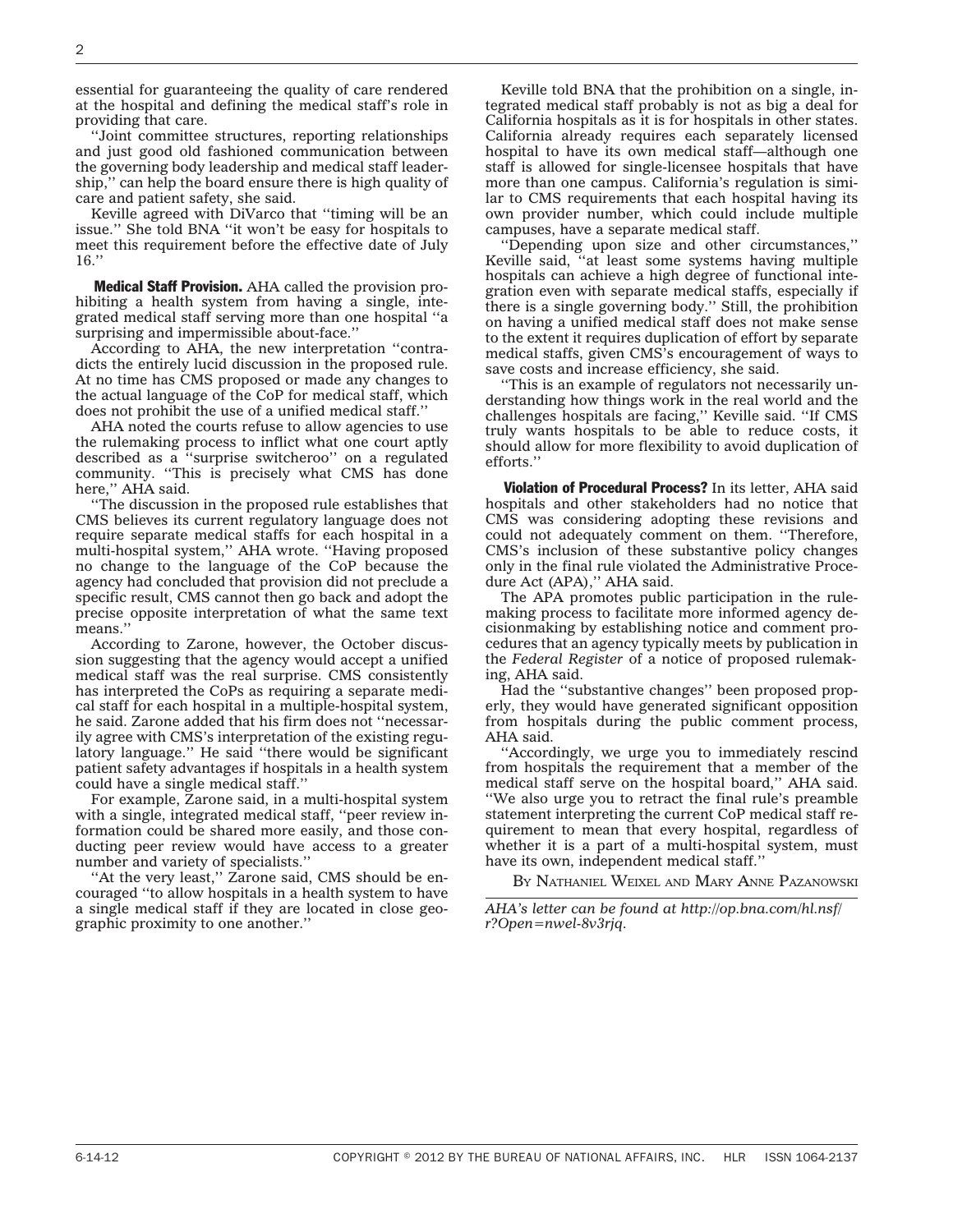essential for guaranteeing the quality of care rendered at the hospital and defining the medical staff's role in providing that care.

''Joint committee structures, reporting relationships and just good old fashioned communication between the governing body leadership and medical staff leadership,'' can help the board ensure there is high quality of care and patient safety, she said.

Keville agreed with DiVarco that ''timing will be an issue.'' She told BNA ''it won't be easy for hospitals to meet this requirement before the effective date of July 16.''

**Medical Staff Provision.** AHA called the provision prohibiting a health system from having a single, integrated medical staff serving more than one hospital ''a surprising and impermissible about-face.''

According to AHA, the new interpretation ''contradicts the entirely lucid discussion in the proposed rule. At no time has CMS proposed or made any changes to the actual language of the CoP for medical staff, which does not prohibit the use of a unified medical staff.''

AHA noted the courts refuse to allow agencies to use the rulemaking process to inflict what one court aptly described as a ''surprise switcheroo'' on a regulated community. ''This is precisely what CMS has done here,'' AHA said.

''The discussion in the proposed rule establishes that CMS believes its current regulatory language does not require separate medical staffs for each hospital in a multi-hospital system,'' AHA wrote. ''Having proposed no change to the language of the CoP because the agency had concluded that provision did not preclude a specific result, CMS cannot then go back and adopt the precise opposite interpretation of what the same text means.''

According to Zarone, however, the October discussion suggesting that the agency would accept a unified medical staff was the real surprise. CMS consistently has interpreted the CoPs as requiring a separate medical staff for each hospital in a multiple-hospital system, he said. Zarone added that his firm does not ''necessarily agree with CMS's interpretation of the existing regulatory language.'' He said ''there would be significant patient safety advantages if hospitals in a health system could have a single medical staff.''

For example, Zarone said, in a multi-hospital system with a single, integrated medical staff, ''peer review information could be shared more easily, and those conducting peer review would have access to a greater number and variety of specialists.''

''At the very least,'' Zarone said, CMS should be encouraged ''to allow hospitals in a health system to have a single medical staff if they are located in close geographic proximity to one another.''

Keville told BNA that the prohibition on a single, integrated medical staff probably is not as big a deal for California hospitals as it is for hospitals in other states. California already requires each separately licensed hospital to have its own medical staff—although one staff is allowed for single-licensee hospitals that have more than one campus. California's regulation is similar to CMS requirements that each hospital having its own provider number, which could include multiple campuses, have a separate medical staff.

''Depending upon size and other circumstances,'' Keville said, ''at least some systems having multiple hospitals can achieve a high degree of functional integration even with separate medical staffs, especially if there is a single governing body.'' Still, the prohibition on having a unified medical staff does not make sense to the extent it requires duplication of effort by separate medical staffs, given CMS's encouragement of ways to save costs and increase efficiency, she said.

''This is an example of regulators not necessarily understanding how things work in the real world and the challenges hospitals are facing,'' Keville said. ''If CMS truly wants hospitals to be able to reduce costs, it should allow for more flexibility to avoid duplication of efforts.''

**Violation of Procedural Process?** In its letter, AHA said hospitals and other stakeholders had no notice that CMS was considering adopting these revisions and could not adequately comment on them. ''Therefore, CMS's inclusion of these substantive policy changes only in the final rule violated the Administrative Procedure Act (APA),'' AHA said.

The APA promotes public participation in the rulemaking process to facilitate more informed agency decisionmaking by establishing notice and comment procedures that an agency typically meets by publication in the *Federal Register* of a notice of proposed rulemaking, AHA said.

Had the ''substantive changes'' been proposed properly, they would have generated significant opposition from hospitals during the public comment process, AHA said.

''Accordingly, we urge you to immediately rescind from hospitals the requirement that a member of the medical staff serve on the hospital board,'' AHA said. ''We also urge you to retract the final rule's preamble statement interpreting the current CoP medical staff requirement to mean that every hospital, regardless of whether it is a part of a multi-hospital system, must have its own, independent medical staff.''

By Nathaniel Weixel and Mary Anne Pazanowski

*AHA's letter can be found at http://op.bna.com/hl.nsf/r?Open=nwel-8v3rjq.*